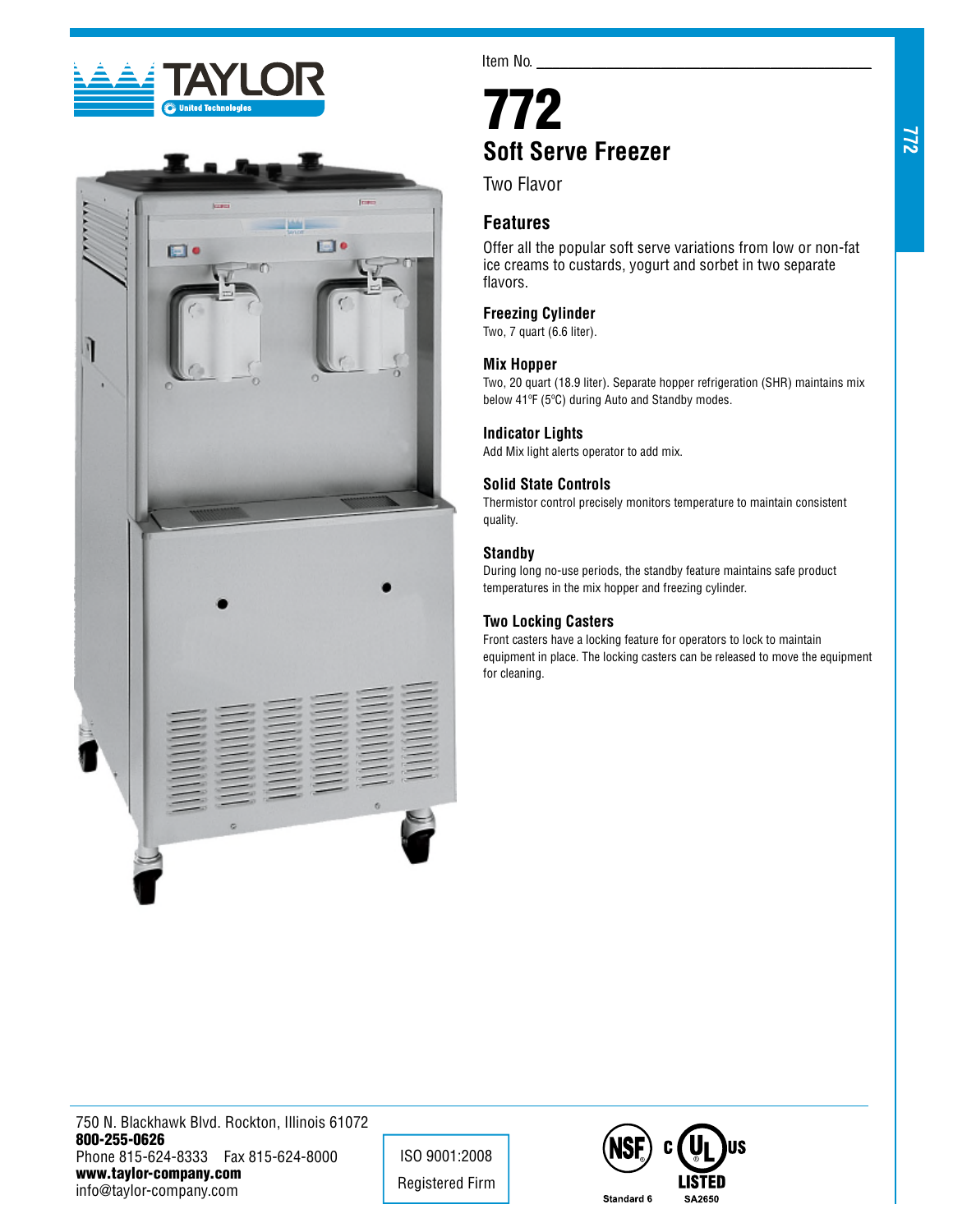Item No. ___________________________________

# 772

## Soft Serve Freezer

Two Flavor

## Features

Offer all the popular soft serve variations from low or non-fat ice creams to custards, yogurt and sorbet in two separate flavors.

### Freezing Cylinder

Two, 7 quart (6.6 liter).

### Mix Hopper

Two, 20 quart (18.9 liter). Separate hopper refrigeration (SHR) maintains mix below 41ºF (5ºC) during Auto and Standby modes.

### Indicator Lights

Add Mix light alerts operator to add mix.

### Solid State Controls

Thermistor control precisely monitors temperature to maintain consistent quality.

### Standby

During long no-use periods, the standby feature maintains safe product temperatures in the mix hopper and freezing cylinder.

### Two Locking Casters

Front casters have a locking feature for operators to lock to maintain equipment in place. The locking casters can be released to move the equipment for cleaning.

750 N. Blackhawk Blvd. Rockton, Illinois 61072
**800-255-0626**
Phone 815-624-8333 Fax 815-624-8000
**www.taylor-company.com**
info@taylor-company.com

ISO 9001:2008
Registered Firm

NSF Standard 6
c UL us LISTED SA2650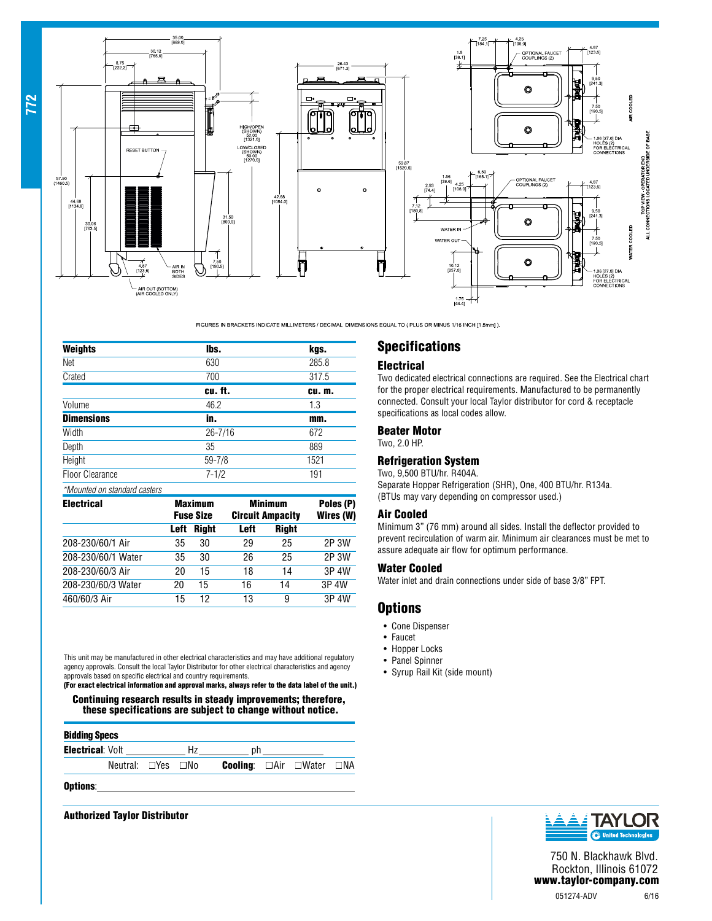FIGURES IN BRACKETS INDICATE MILLIMETERS / DECIMAL DIMENSIONS EQUAL TO ( PLUS OR MINUS 1/16 INCH [1.5mm] ).

| Weights | lbs. | kgs. |
|---|---|---|
| Net | 630 | 285.8 |
| Crated | 700 | 317.5 |
| | cu. ft. | cu. m. |
| Volume | 46.2 | 1.3 |
| **Dimensions** | **in.** | **mm.** |
| Width | 26-7/16 | 672 |
| Depth | 35 | 889 |
| Height | 59-7/8 | 1521 |
| Floor Clearance | 7-1/2 | 191 |

*Mounted on standard casters

| Electrical | Maximum Fuse Size | | Minimum Circuit Ampacity | | Poles (P) Wires (W) |
|---|---|---|---|---|---|
| | Left | Right | Left | Right | |
| 208-230/60/1 Air | 35 | 30 | 29 | 25 | 2P 3W |
| 208-230/60/1 Water | 35 | 30 | 26 | 25 | 2P 3W |
| 208-230/60/3 Air | 20 | 15 | 18 | 14 | 3P 4W |
| 208-230/60/3 Water | 20 | 15 | 16 | 14 | 3P 4W |
| 460/60/3 Air | 15 | 12 | 13 | 9 | 3P 4W |

This unit may be manufactured in other electrical characteristics and may have additional regulatory agency approvals. Consult the local Taylor Distributor for other electrical characteristics and agency approvals based on specific electrical and country requirements.
**(For exact electrical information and approval marks, always refer to the data label of the unit.)**

**Continuing research results in steady improvements; therefore, these specifications are subject to change without notice.**

## Specifications

### Electrical
Two dedicated electrical connections are required. See the Electrical chart for the proper electrical requirements. Manufactured to be permanently connected. Consult your local Taylor distributor for cord & receptacle specifications as local codes allow.

### Beater Motor
Two, 2.0 HP.

### Refrigeration System
Two, 9,500 BTU/hr. R404A.
Separate Hopper Refrigeration (SHR), One, 400 BTU/hr. R134a.
(BTUs may vary depending on compressor used.)

### Air Cooled
Minimum 3" (76 mm) around all sides. Install the deflector provided to prevent recirculation of warm air. Minimum air clearances must be met to assure adequate air flow for optimum performance.

### Water Cooled
Water inlet and drain connections under side of base 3/8" FPT.

## Options

- Cone Dispenser
- Faucet
- Hopper Locks
- Panel Spinner
- Syrup Rail Kit (side mount)

**Bidding Specs**

**Electrical**: Volt ____________ Hz ____________ ph ____________

Neutral: ☐Yes ☐No **Cooling**: ☐Air ☐Water ☐NA

**Options**: ________________________________

**Authorized Taylor Distributor**

TAYLOR
United Technologies

750 N. Blackhawk Blvd.
Rockton, Illinois 61072
**www.taylor-company.com**

051274-ADV 6/16